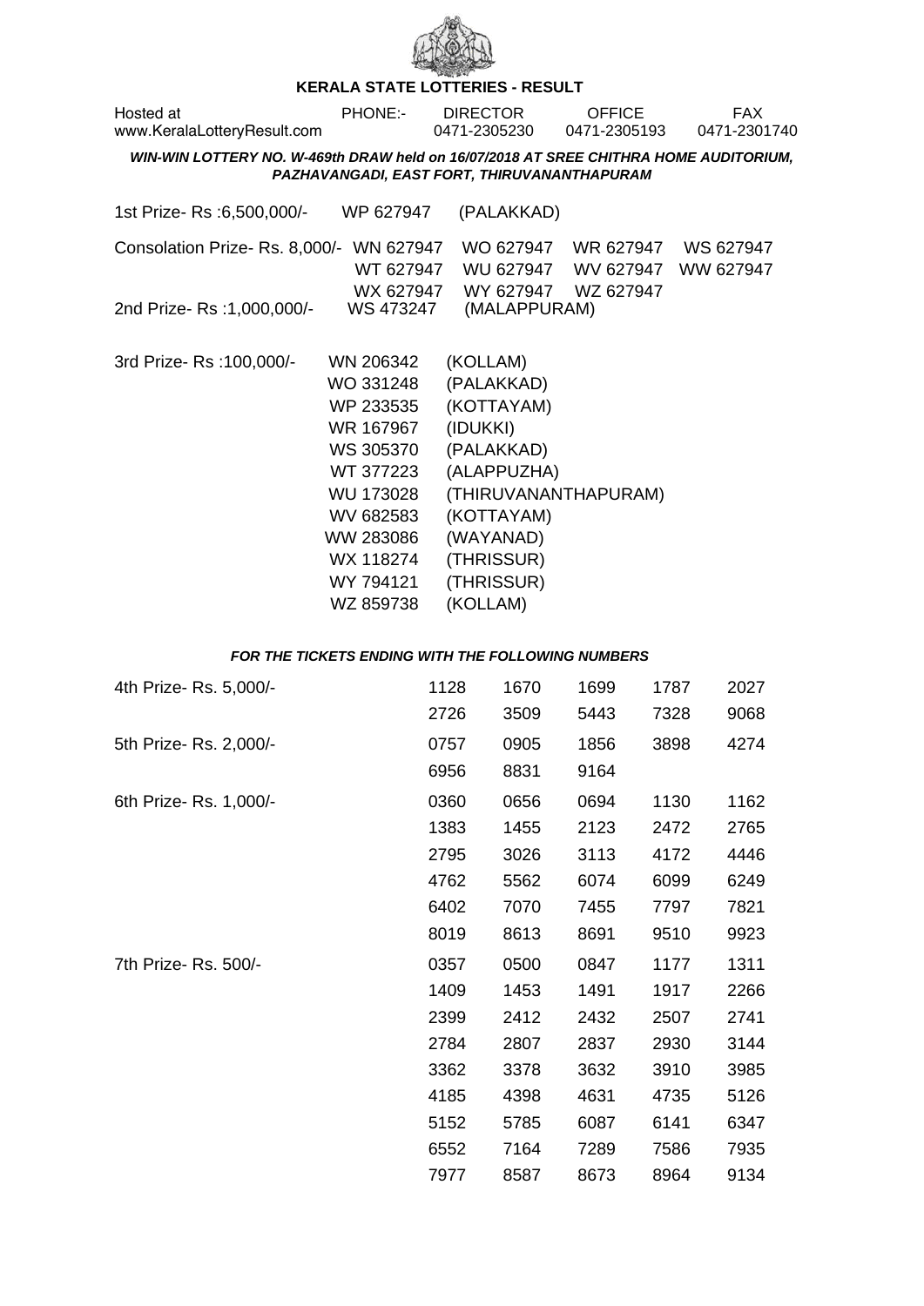# KERALA STATE LOTTERIES - RESULT

Hosted at www.KeralaLotteryResult.com | PHONE:- DIRECTOR 0471-2305230 | OFFICE 0471-2305193 | FAX 0471-2301740

***WIN-WIN LOTTERY NO. W-469th DRAW held on 16/07/2018 AT SREE CHITHRA HOME AUDITORIUM, PAZHAVANGADI, EAST FORT, THIRUVANANTHAPURAM***

1st Prize- Rs :6,500,000/- WP 627947 (PALAKKAD)

Consolation Prize- Rs. 8,000/- WN 627947 WO 627947 WR 627947 WS 627947 WT 627947 WU 627947 WV 627947 WW 627947 WX 627947 WY 627947 WZ 627947

2nd Prize- Rs :1,000,000/- WS 473247 (MALAPPURAM)

3rd Prize- Rs :100,000/-

| Ticket | District |
|---|---|
| WN 206342 | (KOLLAM) |
| WO 331248 | (PALAKKAD) |
| WP 233535 | (KOTTAYAM) |
| WR 167967 | (IDUKKI) |
| WS 305370 | (PALAKKAD) |
| WT 377223 | (ALAPPUZHA) |
| WU 173028 | (THIRUVANANTHAPURAM) |
| WV 682583 | (KOTTAYAM) |
| WW 283086 | (WAYANAD) |
| WX 118274 | (THRISSUR) |
| WY 794121 | (THRISSUR) |
| WZ 859738 | (KOLLAM) |

***FOR THE TICKETS ENDING WITH THE FOLLOWING NUMBERS***

4th Prize- Rs. 5,000/-

1128 1670 1699 1787 2027 2726 3509 5443 7328 9068

5th Prize- Rs. 2,000/-

0757 0905 1856 3898 4274 6956 8831 9164

6th Prize- Rs. 1,000/-

0360 0656 0694 1130 1162 1383 1455 2123 2472 2765 2795 3026 3113 4172 4446 4762 5562 6074 6099 6249 6402 7070 7455 7797 7821 8019 8613 8691 9510 9923

7th Prize- Rs. 500/-

0357 0500 0847 1177 1311 1409 1453 1491 1917 2266 2399 2412 2432 2507 2741 2784 2807 2837 2930 3144 3362 3378 3632 3910 3985 4185 4398 4631 4735 5126 5152 5785 6087 6141 6347 6552 7164 7289 7586 7935 7977 8587 8673 8964 9134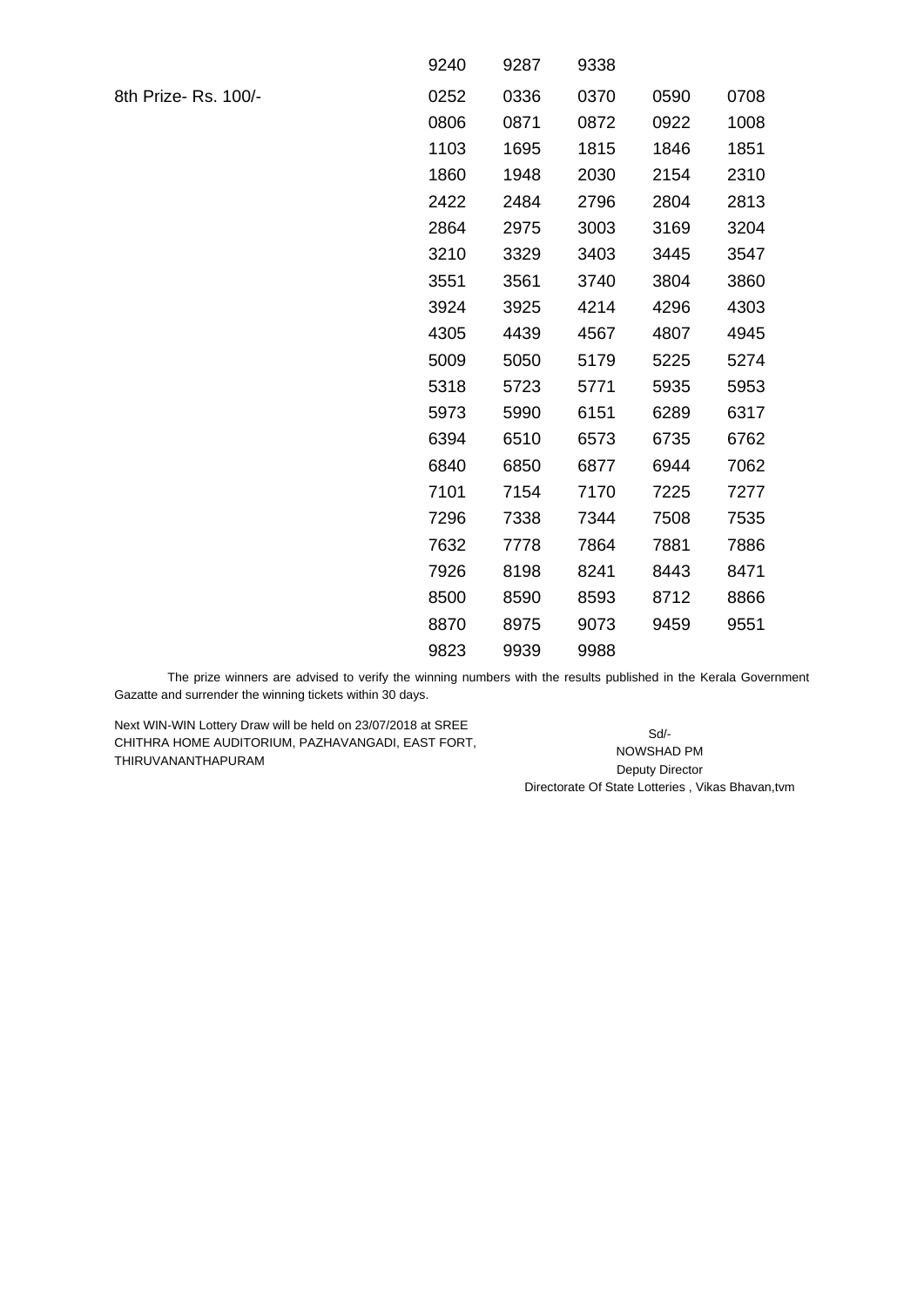| | | | | | |
|---|---|---|---|---|---|
| | 9240 | 9287 | 9338 | | |
| 8th Prize- Rs. 100/- | 0252 | 0336 | 0370 | 0590 | 0708 |
| | 0806 | 0871 | 0872 | 0922 | 1008 |
| | 1103 | 1695 | 1815 | 1846 | 1851 |
| | 1860 | 1948 | 2030 | 2154 | 2310 |
| | 2422 | 2484 | 2796 | 2804 | 2813 |
| | 2864 | 2975 | 3003 | 3169 | 3204 |
| | 3210 | 3329 | 3403 | 3445 | 3547 |
| | 3551 | 3561 | 3740 | 3804 | 3860 |
| | 3924 | 3925 | 4214 | 4296 | 4303 |
| | 4305 | 4439 | 4567 | 4807 | 4945 |
| | 5009 | 5050 | 5179 | 5225 | 5274 |
| | 5318 | 5723 | 5771 | 5935 | 5953 |
| | 5973 | 5990 | 6151 | 6289 | 6317 |
| | 6394 | 6510 | 6573 | 6735 | 6762 |
| | 6840 | 6850 | 6877 | 6944 | 7062 |
| | 7101 | 7154 | 7170 | 7225 | 7277 |
| | 7296 | 7338 | 7344 | 7508 | 7535 |
| | 7632 | 7778 | 7864 | 7881 | 7886 |
| | 7926 | 8198 | 8241 | 8443 | 8471 |
| | 8500 | 8590 | 8593 | 8712 | 8866 |
| | 8870 | 8975 | 9073 | 9459 | 9551 |
| | 9823 | 9939 | 9988 | | |

The prize winners are advised to verify the winning numbers with the results published in the Kerala Government Gazatte and surrender the winning tickets within 30 days.

Next WIN-WIN Lottery Draw will be held on 23/07/2018 at SREE CHITHRA HOME AUDITORIUM, PAZHAVANGADI, EAST FORT, THIRUVANANTHAPURAM

Sd/-
NOWSHAD PM
Deputy Director
Directorate Of State Lotteries , Vikas Bhavan,tvm